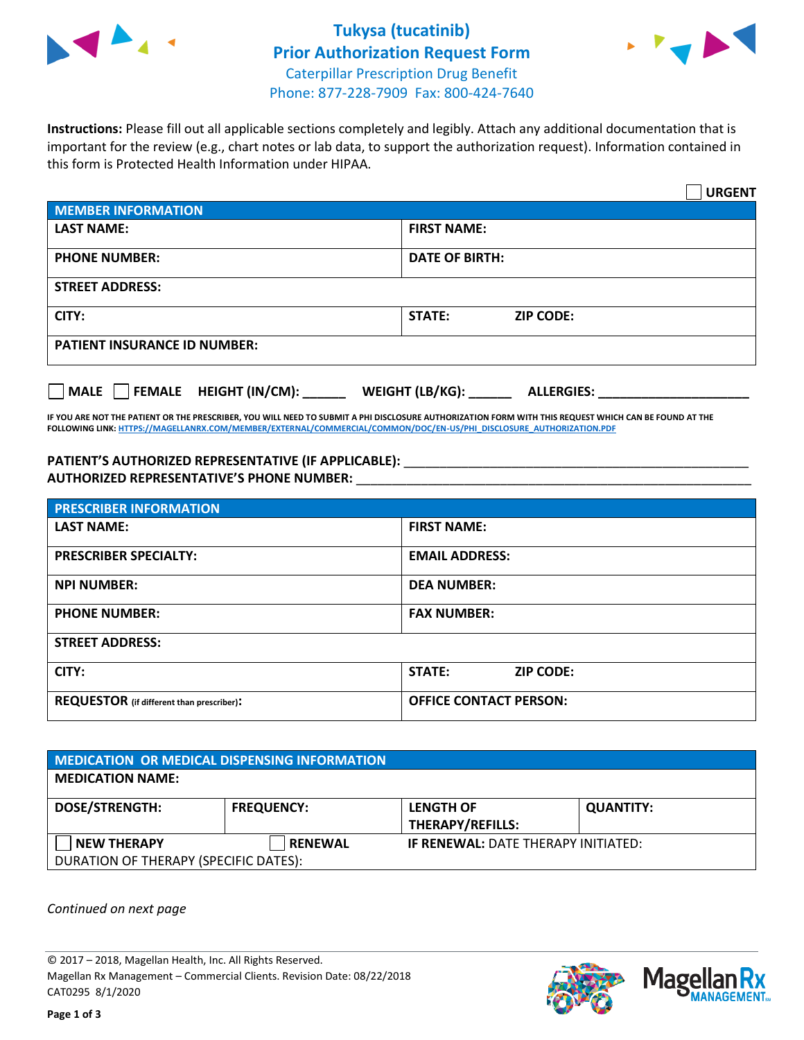# Tukysa (tucatinib) Prior Authorization Request Form

Caterpillar Prescription Drug Benefit
Phone: 877-228-7909 Fax: 800-424-7640

**Instructions:** Please fill out all applicable sections completely and legibly. Attach any additional documentation that is important for the review (e.g., chart notes or lab data, to support the authorization request). Information contained in this form is Protected Health Information under HIPAA.

☐ **URGENT**

| **MEMBER INFORMATION** | |
|---|---|
| **LAST NAME:** | **FIRST NAME:** |
| **PHONE NUMBER:** | **DATE OF BIRTH:** |
| **STREET ADDRESS:** | |
| **CITY:** | **STATE:** **ZIP CODE:** |
| **PATIENT INSURANCE ID NUMBER:** | |

☐ **MALE** ☐ **FEMALE** **HEIGHT (IN/CM):** ______ **WEIGHT (LB/KG):** ______ **ALLERGIES:** ____________________

**IF YOU ARE NOT THE PATIENT OR THE PRESCRIBER, YOU WILL NEED TO SUBMIT A PHI DISCLOSURE AUTHORIZATION FORM WITH THIS REQUEST WHICH CAN BE FOUND AT THE FOLLOWING LINK: HTTPS://MAGELLANRX.COM/MEMBER/EXTERNAL/COMMERCIAL/COMMON/DOC/EN-US/PHI_DISCLOSURE_AUTHORIZATION.PDF**

**PATIENT'S AUTHORIZED REPRESENTATIVE (IF APPLICABLE):** ____________________________________________
**AUTHORIZED REPRESENTATIVE'S PHONE NUMBER:** ____________________________________________

| **PRESCRIBER INFORMATION** | |
|---|---|
| **LAST NAME:** | **FIRST NAME:** |
| **PRESCRIBER SPECIALTY:** | **EMAIL ADDRESS:** |
| **NPI NUMBER:** | **DEA NUMBER:** |
| **PHONE NUMBER:** | **FAX NUMBER:** |
| **STREET ADDRESS:** | |
| **CITY:** | **STATE:** **ZIP CODE:** |
| **REQUESTOR** (if different than prescriber): | **OFFICE CONTACT PERSON:** |

| **MEDICATION OR MEDICAL DISPENSING INFORMATION** | | | |
|---|---|---|---|
| **MEDICATION NAME:** | | | |
| **DOSE/STRENGTH:** | **FREQUENCY:** | **LENGTH OF THERAPY/REFILLS:** | **QUANTITY:** |
| ☐ **NEW THERAPY** | ☐ **RENEWAL** | **IF RENEWAL:** DATE THERAPY INITIATED: | |
| DURATION OF THERAPY (SPECIFIC DATES): | | | |

*Continued on next page*

© 2017 – 2018, Magellan Health, Inc. All Rights Reserved.
Magellan Rx Management – Commercial Clients. Revision Date: 08/22/2018
CAT0295 8/1/2020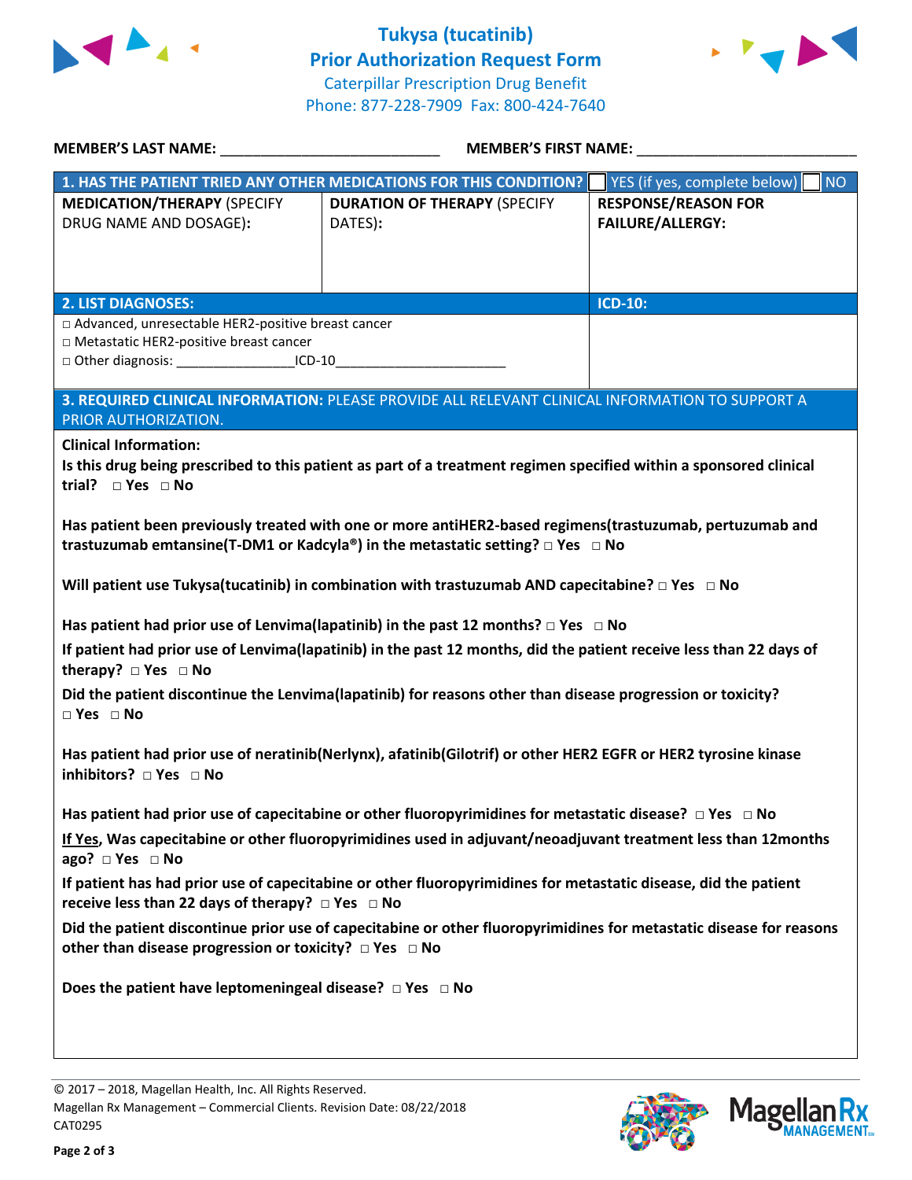# Tukysa (tucatinib)
## Prior Authorization Request Form

Caterpillar Prescription Drug Benefit
Phone: 877-228-7909  Fax: 800-424-7640

**MEMBER'S LAST NAME:** ___________________________ **MEMBER'S FIRST NAME:** ___________________________

| 1. HAS THE PATIENT TRIED ANY OTHER MEDICATIONS FOR THIS CONDITION? | | ☐ YES (if yes, complete below) ☐ NO |
|---|---|---|
| **MEDICATION/THERAPY** (SPECIFY DRUG NAME AND DOSAGE): | **DURATION OF THERAPY** (SPECIFY DATES): | **RESPONSE/REASON FOR FAILURE/ALLERGY:** |
| | | |

| 2. LIST DIAGNOSES: | ICD-10: |
|---|---|
| □ Advanced, unresectable HER2-positive breast cancer<br>□ Metastatic HER2-positive breast cancer<br>□ Other diagnosis: _______________ICD-10______________________ | |

**3. REQUIRED CLINICAL INFORMATION:** PLEASE PROVIDE ALL RELEVANT CLINICAL INFORMATION TO SUPPORT A PRIOR AUTHORIZATION.

**Clinical Information:**

**Is this drug being prescribed to this patient as part of a treatment regimen specified within a sponsored clinical trial?** □ Yes □ No

**Has patient been previously treated with one or more antiHER2-based regimens(trastuzumab, pertuzumab and trastuzumab emtansine(T-DM1 or Kadcyla®) in the metastatic setting?** □ Yes □ No

**Will patient use Tukysa(tucatinib) in combination with trastuzumab AND capecitabine?** □ Yes □ No

**Has patient had prior use of Lenvima(lapatinib) in the past 12 months?** □ Yes □ No

**If patient had prior use of Lenvima(lapatinib) in the past 12 months, did the patient receive less than 22 days of therapy?** □ Yes □ No

**Did the patient discontinue the Lenvima(lapatinib) for reasons other than disease progression or toxicity?** □ Yes □ No

**Has patient had prior use of neratinib(Nerlynx), afatinib(Gilotrif) or other HER2 EGFR or HER2 tyrosine kinase inhibitors?** □ Yes □ No

**Has patient had prior use of capecitabine or other fluoropyrimidines for metastatic disease?** □ Yes □ No

**If Yes, Was capecitabine or other fluoropyrimidines used in adjuvant/neoadjuvant treatment less than 12months ago?** □ Yes □ No

**If patient has had prior use of capecitabine or other fluoropyrimidines for metastatic disease, did the patient receive less than 22 days of therapy?** □ Yes □ No

**Did the patient discontinue prior use of capecitabine or other fluoropyrimidines for metastatic disease for reasons other than disease progression or toxicity?** □ Yes □ No

**Does the patient have leptomeningeal disease?** □ Yes □ No

© 2017 – 2018, Magellan Health, Inc. All Rights Reserved.
Magellan Rx Management – Commercial Clients. Revision Date: 08/22/2018
CAT0295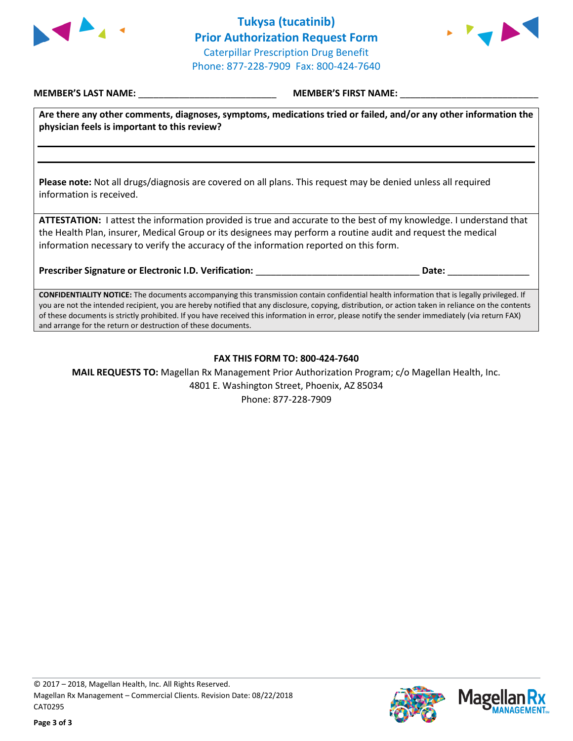# Tukysa (tucatinib)
# Prior Authorization Request Form

Caterpillar Prescription Drug Benefit
Phone: 877-228-7909 Fax: 800-424-7640

**MEMBER'S LAST NAME:** ___________________________ **MEMBER'S FIRST NAME:** ___________________________

**Are there any other comments, diagnoses, symptoms, medications tried or failed, and/or any other information the physician feels is important to this review?**

_______________________________________________________________________________

_______________________________________________________________________________

**Please note:** Not all drugs/diagnosis are covered on all plans. This request may be denied unless all required information is received.

**ATTESTATION:** I attest the information provided is true and accurate to the best of my knowledge. I understand that the Health Plan, insurer, Medical Group or its designees may perform a routine audit and request the medical information necessary to verify the accuracy of the information reported on this form.

**Prescriber Signature or Electronic I.D. Verification:** ________________________________ **Date:** _______________

**CONFIDENTIALITY NOTICE:** The documents accompanying this transmission contain confidential health information that is legally privileged. If you are not the intended recipient, you are hereby notified that any disclosure, copying, distribution, or action taken in reliance on the contents of these documents is strictly prohibited. If you have received this information in error, please notify the sender immediately (via return FAX) and arrange for the return or destruction of these documents.

**FAX THIS FORM TO: 800-424-7640**

**MAIL REQUESTS TO:** Magellan Rx Management Prior Authorization Program; c/o Magellan Health, Inc.
4801 E. Washington Street, Phoenix, AZ 85034
Phone: 877-228-7909

© 2017 – 2018, Magellan Health, Inc. All Rights Reserved.
Magellan Rx Management – Commercial Clients. Revision Date: 08/22/2018
CAT0295